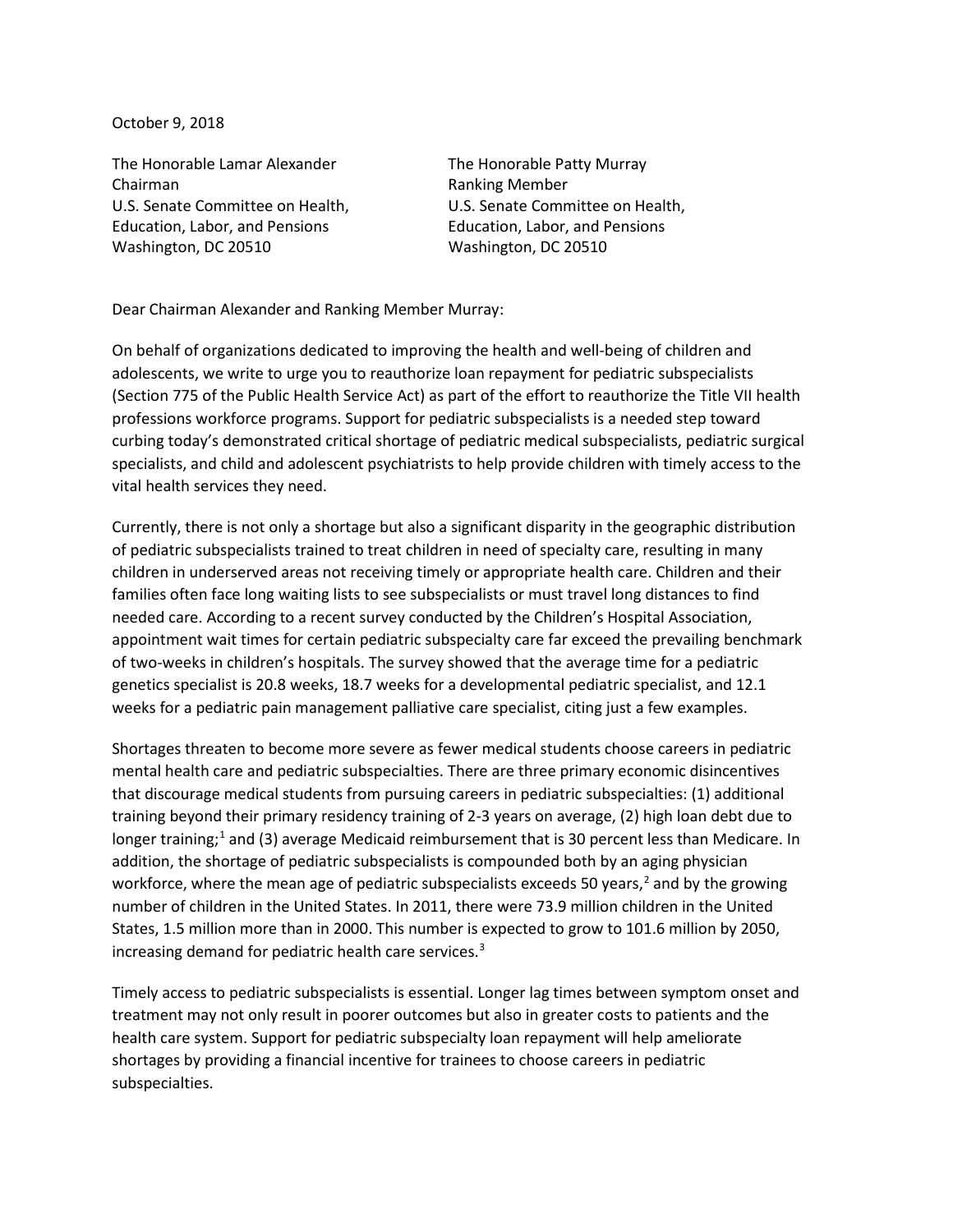October 9, 2018

The Honorable Lamar Alexander
Chairman
U.S. Senate Committee on Health, Education, Labor, and Pensions
Washington, DC 20510

The Honorable Patty Murray
Ranking Member
U.S. Senate Committee on Health, Education, Labor, and Pensions
Washington, DC 20510

Dear Chairman Alexander and Ranking Member Murray:

On behalf of organizations dedicated to improving the health and well-being of children and adolescents, we write to urge you to reauthorize loan repayment for pediatric subspecialists (Section 775 of the Public Health Service Act) as part of the effort to reauthorize the Title VII health professions workforce programs. Support for pediatric subspecialists is a needed step toward curbing today's demonstrated critical shortage of pediatric medical subspecialists, pediatric surgical specialists, and child and adolescent psychiatrists to help provide children with timely access to the vital health services they need.

Currently, there is not only a shortage but also a significant disparity in the geographic distribution of pediatric subspecialists trained to treat children in need of specialty care, resulting in many children in underserved areas not receiving timely or appropriate health care. Children and their families often face long waiting lists to see subspecialists or must travel long distances to find needed care. According to a recent survey conducted by the Children's Hospital Association, appointment wait times for certain pediatric subspecialty care far exceed the prevailing benchmark of two-weeks in children's hospitals. The survey showed that the average time for a pediatric genetics specialist is 20.8 weeks, 18.7 weeks for a developmental pediatric specialist, and 12.1 weeks for a pediatric pain management palliative care specialist, citing just a few examples.

Shortages threaten to become more severe as fewer medical students choose careers in pediatric mental health care and pediatric subspecialties. There are three primary economic disincentives that discourage medical students from pursuing careers in pediatric subspecialties: (1) additional training beyond their primary residency training of 2-3 years on average, (2) high loan debt due to longer training;[1] and (3) average Medicaid reimbursement that is 30 percent less than Medicare. In addition, the shortage of pediatric subspecialists is compounded both by an aging physician workforce, where the mean age of pediatric subspecialists exceeds 50 years,[2] and by the growing number of children in the United States. In 2011, there were 73.9 million children in the United States, 1.5 million more than in 2000. This number is expected to grow to 101.6 million by 2050, increasing demand for pediatric health care services.[3]

Timely access to pediatric subspecialists is essential. Longer lag times between symptom onset and treatment may not only result in poorer outcomes but also in greater costs to patients and the health care system. Support for pediatric subspecialty loan repayment will help ameliorate shortages by providing a financial incentive for trainees to choose careers in pediatric subspecialties.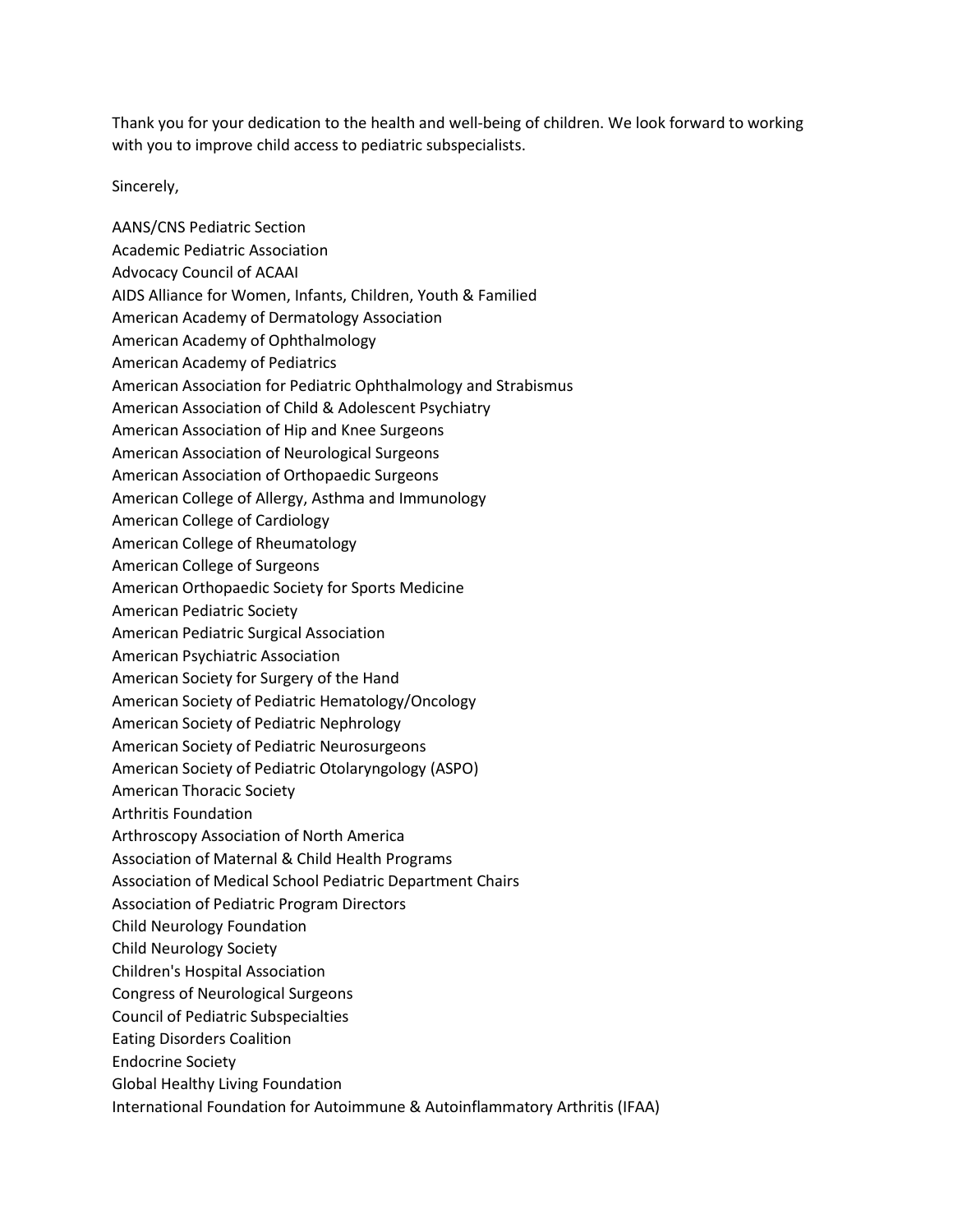Thank you for your dedication to the health and well-being of children. We look forward to working with you to improve child access to pediatric subspecialists.

Sincerely,

AANS/CNS Pediatric Section
Academic Pediatric Association
Advocacy Council of ACAAI
AIDS Alliance for Women, Infants, Children, Youth & Familied
American Academy of Dermatology Association
American Academy of Ophthalmology
American Academy of Pediatrics
American Association for Pediatric Ophthalmology and Strabismus
American Association of Child & Adolescent Psychiatry
American Association of Hip and Knee Surgeons
American Association of Neurological Surgeons
American Association of Orthopaedic Surgeons
American College of Allergy, Asthma and Immunology
American College of Cardiology
American College of Rheumatology
American College of Surgeons
American Orthopaedic Society for Sports Medicine
American Pediatric Society
American Pediatric Surgical Association
American Psychiatric Association
American Society for Surgery of the Hand
American Society of Pediatric Hematology/Oncology
American Society of Pediatric Nephrology
American Society of Pediatric Neurosurgeons
American Society of Pediatric Otolaryngology (ASPO)
American Thoracic Society
Arthritis Foundation
Arthroscopy Association of North America
Association of Maternal & Child Health Programs
Association of Medical School Pediatric Department Chairs
Association of Pediatric Program Directors
Child Neurology Foundation
Child Neurology Society
Children's Hospital Association
Congress of Neurological Surgeons
Council of Pediatric Subspecialties
Eating Disorders Coalition
Endocrine Society
Global Healthy Living Foundation
International Foundation for Autoimmune & Autoinflammatory Arthritis (IFAA)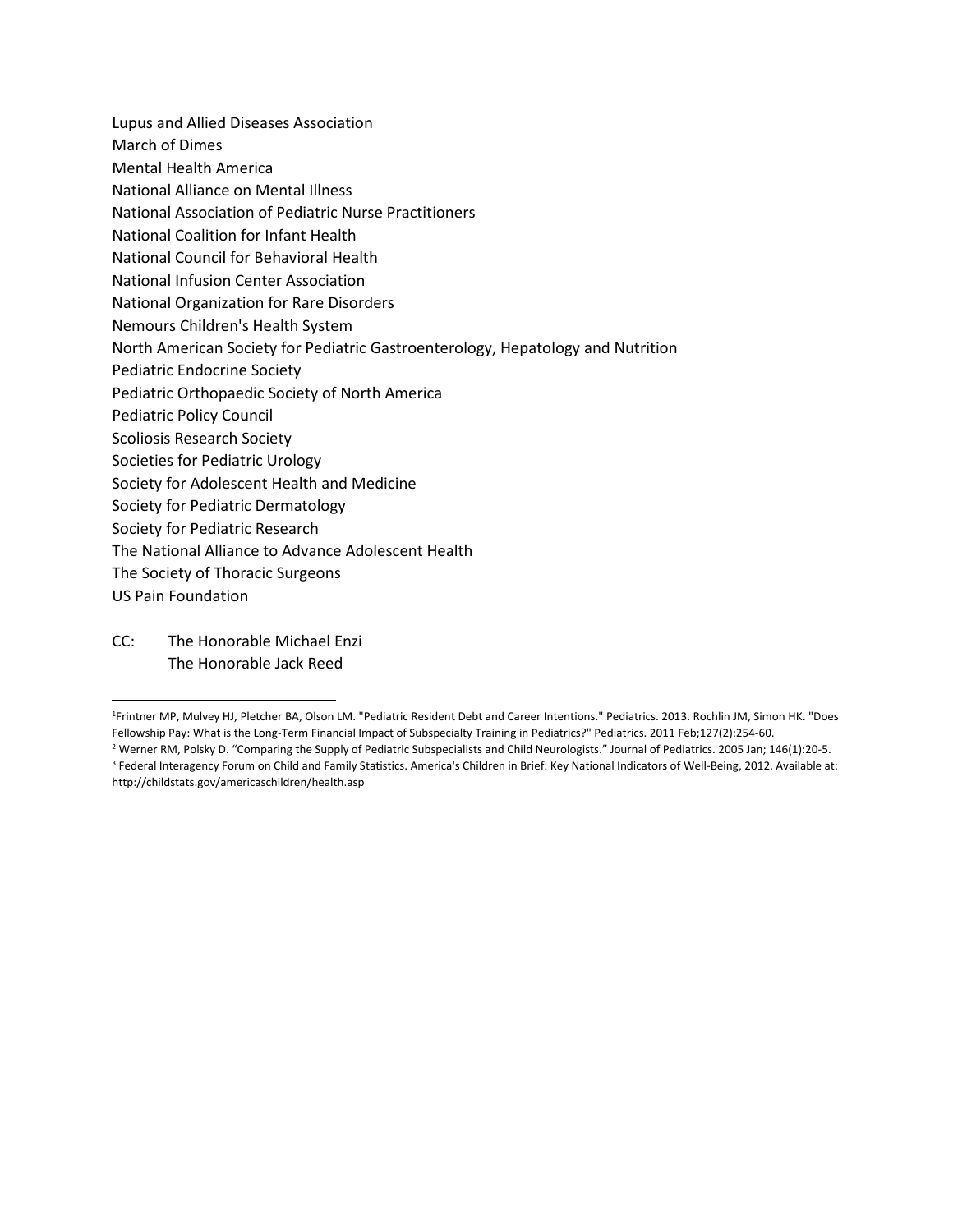Lupus and Allied Diseases Association
March of Dimes
Mental Health America
National Alliance on Mental Illness
National Association of Pediatric Nurse Practitioners
National Coalition for Infant Health
National Council for Behavioral Health
National Infusion Center Association
National Organization for Rare Disorders
Nemours Children's Health System
North American Society for Pediatric Gastroenterology, Hepatology and Nutrition
Pediatric Endocrine Society
Pediatric Orthopaedic Society of North America
Pediatric Policy Council
Scoliosis Research Society
Societies for Pediatric Urology
Society for Adolescent Health and Medicine
Society for Pediatric Dermatology
Society for Pediatric Research
The National Alliance to Advance Adolescent Health
The Society of Thoracic Surgeons
US Pain Foundation

CC: The Honorable Michael Enzi
The Honorable Jack Reed

---

[1]Frintner MP, Mulvey HJ, Pletcher BA, Olson LM. "Pediatric Resident Debt and Career Intentions." Pediatrics. 2013. Rochlin JM, Simon HK. "Does Fellowship Pay: What is the Long-Term Financial Impact of Subspecialty Training in Pediatrics?" Pediatrics. 2011 Feb;127(2):254-60.

[2] Werner RM, Polsky D. "Comparing the Supply of Pediatric Subspecialists and Child Neurologists." Journal of Pediatrics. 2005 Jan; 146(1):20-5.

[3] Federal Interagency Forum on Child and Family Statistics. America's Children in Brief: Key National Indicators of Well-Being, 2012. Available at: http://childstats.gov/americaschildren/health.asp